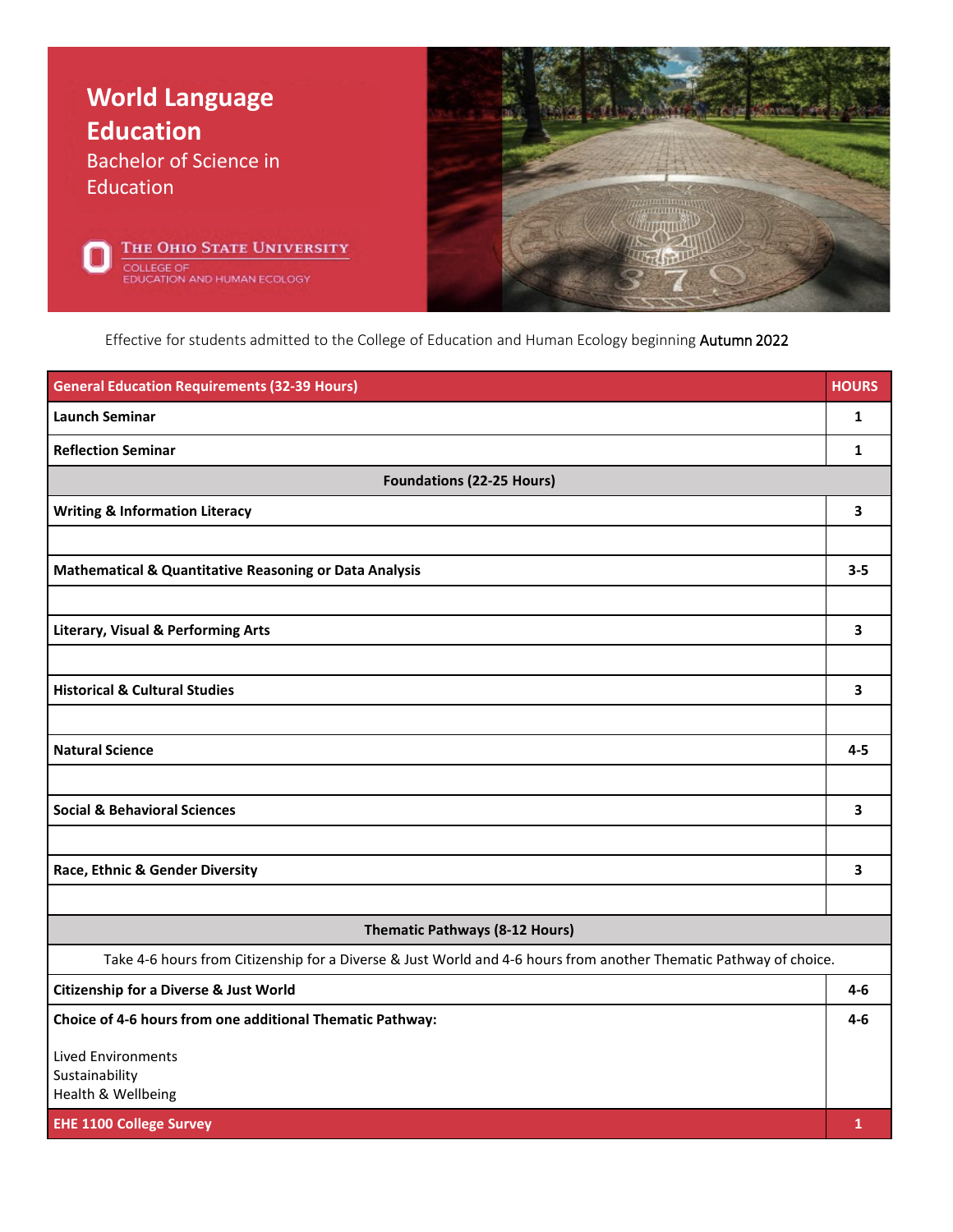# World Language Education

## Bachelor of Science in Education

The Ohio State University
College of Education and Human Ecology

Effective for students admitted to the College of Education and Human Ecology beginning Autumn 2022

| General Education Requirements (32-39 Hours) | HOURS |
|---|---|
| **Launch Seminar** | **1** |
| **Reflection Seminar** | **1** |
| **Foundations (22-25 Hours)** | |
| **Writing & Information Literacy** | **3** |
| | |
| **Mathematical & Quantitative Reasoning or Data Analysis** | **3-5** |
| | |
| **Literary, Visual & Performing Arts** | **3** |
| | |
| **Historical & Cultural Studies** | **3** |
| | |
| **Natural Science** | **4-5** |
| | |
| **Social & Behavioral Sciences** | **3** |
| | |
| **Race, Ethnic & Gender Diversity** | **3** |
| | |
| **Thematic Pathways (8-12 Hours)** | |
| Take 4-6 hours from Citizenship for a Diverse & Just World and 4-6 hours from another Thematic Pathway of choice. | |
| **Citizenship for a Diverse & Just World** | **4-6** |
| **Choice of 4-6 hours from one additional Thematic Pathway:**<br><br>Lived Environments<br>Sustainability<br>Health & Wellbeing | **4-6** |
| **EHE 1100 College Survey** | **1** |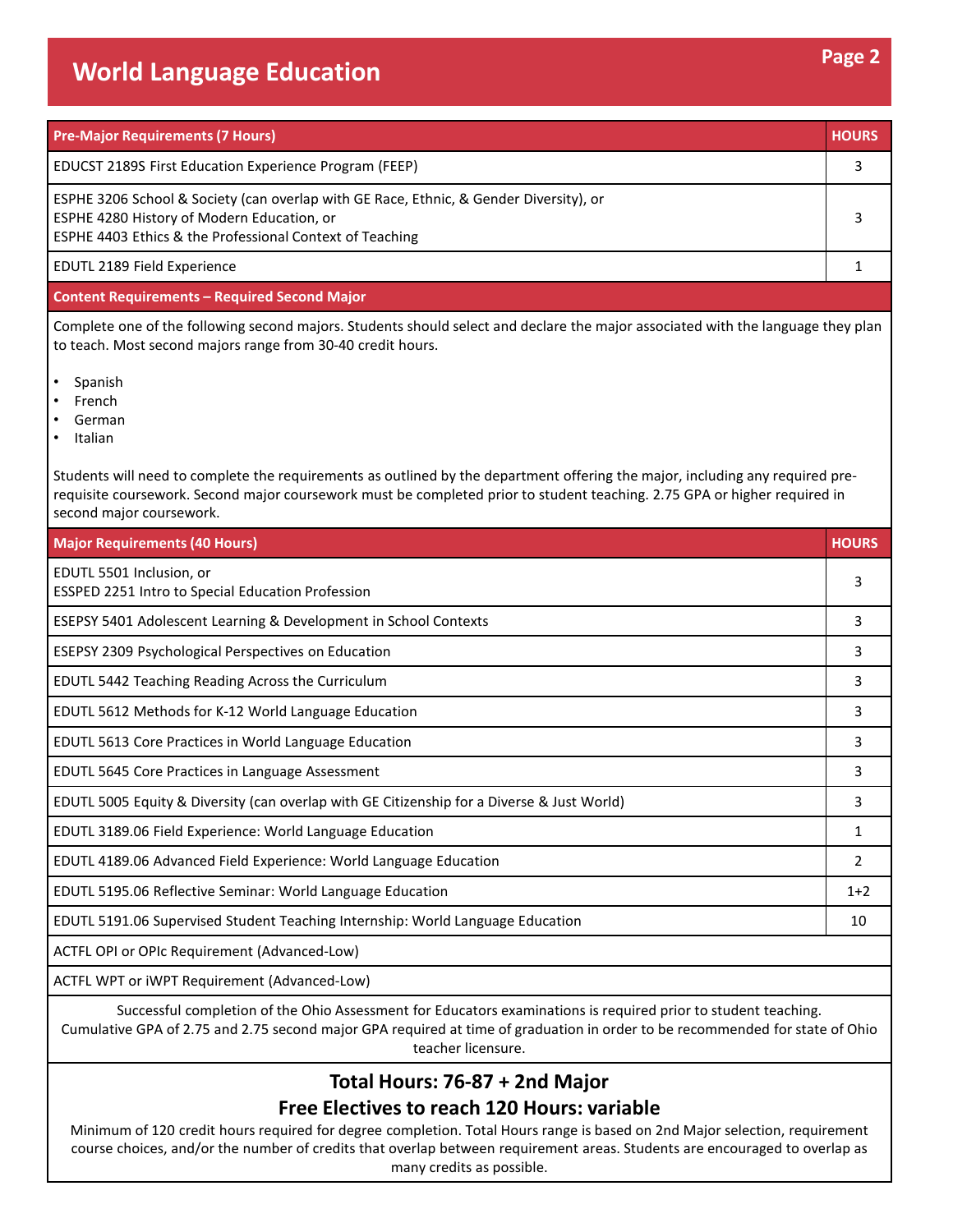# World Language Education

| Pre-Major Requirements (7 Hours) | HOURS |
|---|---|
| EDUCST 2189S First Education Experience Program (FEEP) | 3 |
| ESPHE 3206 School & Society (can overlap with GE Race, Ethnic, & Gender Diversity), or<br>ESPHE 4280 History of Modern Education, or<br>ESPHE 4403 Ethics & the Professional Context of Teaching | 3 |
| EDUTL 2189 Field Experience | 1 |

**Content Requirements – Required Second Major**

Complete one of the following second majors. Students should select and declare the major associated with the language they plan to teach. Most second majors range from 30-40 credit hours.

- Spanish
- French
- German
- Italian

Students will need to complete the requirements as outlined by the department offering the major, including any required pre-requisite coursework. Second major coursework must be completed prior to student teaching. 2.75 GPA or higher required in second major coursework.

| Major Requirements (40 Hours) | HOURS |
|---|---|
| EDUTL 5501 Inclusion, or<br>ESSPED 2251 Intro to Special Education Profession | 3 |
| ESEPSY 5401 Adolescent Learning & Development in School Contexts | 3 |
| ESEPSY 2309 Psychological Perspectives on Education | 3 |
| EDUTL 5442 Teaching Reading Across the Curriculum | 3 |
| EDUTL 5612 Methods for K-12 World Language Education | 3 |
| EDUTL 5613 Core Practices in World Language Education | 3 |
| EDUTL 5645 Core Practices in Language Assessment | 3 |
| EDUTL 5005 Equity & Diversity (can overlap with GE Citizenship for a Diverse & Just World) | 3 |
| EDUTL 3189.06 Field Experience: World Language Education | 1 |
| EDUTL 4189.06 Advanced Field Experience: World Language Education | 2 |
| EDUTL 5195.06 Reflective Seminar: World Language Education | 1+2 |
| EDUTL 5191.06 Supervised Student Teaching Internship: World Language Education | 10 |
| ACTFL OPI or OPIc Requirement (Advanced-Low) | |
| ACTFL WPT or iWPT Requirement (Advanced-Low) | |

Successful completion of the Ohio Assessment for Educators examinations is required prior to student teaching. Cumulative GPA of 2.75 and 2.75 second major GPA required at time of graduation in order to be recommended for state of Ohio teacher licensure.

## Total Hours: 76-87 + 2nd Major

## Free Electives to reach 120 Hours: variable

Minimum of 120 credit hours required for degree completion. Total Hours range is based on 2nd Major selection, requirement course choices, and/or the number of credits that overlap between requirement areas. Students are encouraged to overlap as many credits as possible.